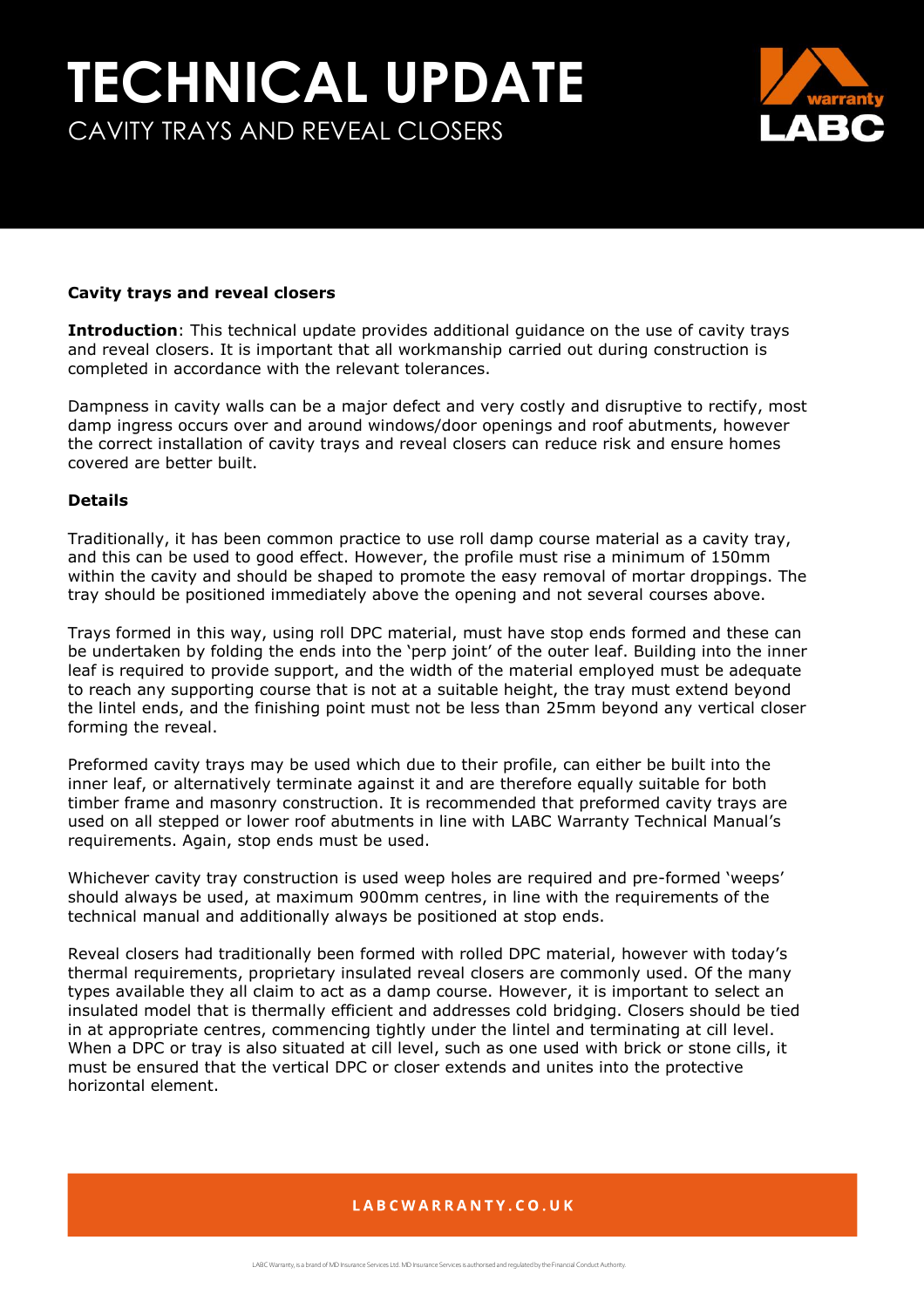# TECHNICAL UPDATE

CAVITY TRAYS AND REVEAL CLOSERS

**Cavity trays and reveal closers**

**Introduction**: This technical update provides additional guidance on the use of cavity trays and reveal closers. It is important that all workmanship carried out during construction is completed in accordance with the relevant tolerances.

Dampness in cavity walls can be a major defect and very costly and disruptive to rectify, most damp ingress occurs over and around windows/door openings and roof abutments, however the correct installation of cavity trays and reveal closers can reduce risk and ensure homes covered are better built.

**Details**

Traditionally, it has been common practice to use roll damp course material as a cavity tray, and this can be used to good effect. However, the profile must rise a minimum of 150mm within the cavity and should be shaped to promote the easy removal of mortar droppings. The tray should be positioned immediately above the opening and not several courses above.

Trays formed in this way, using roll DPC material, must have stop ends formed and these can be undertaken by folding the ends into the 'perp joint' of the outer leaf. Building into the inner leaf is required to provide support, and the width of the material employed must be adequate to reach any supporting course that is not at a suitable height, the tray must extend beyond the lintel ends, and the finishing point must not be less than 25mm beyond any vertical closer forming the reveal.

Preformed cavity trays may be used which due to their profile, can either be built into the inner leaf, or alternatively terminate against it and are therefore equally suitable for both timber frame and masonry construction. It is recommended that preformed cavity trays are used on all stepped or lower roof abutments in line with LABC Warranty Technical Manual's requirements. Again, stop ends must be used.

Whichever cavity tray construction is used weep holes are required and pre-formed 'weeps' should always be used, at maximum 900mm centres, in line with the requirements of the technical manual and additionally always be positioned at stop ends.

Reveal closers had traditionally been formed with rolled DPC material, however with today's thermal requirements, proprietary insulated reveal closers are commonly used. Of the many types available they all claim to act as a damp course. However, it is important to select an insulated model that is thermally efficient and addresses cold bridging. Closers should be tied in at appropriate centres, commencing tightly under the lintel and terminating at cill level. When a DPC or tray is also situated at cill level, such as one used with brick or stone cills, it must be ensured that the vertical DPC or closer extends and unites into the protective horizontal element.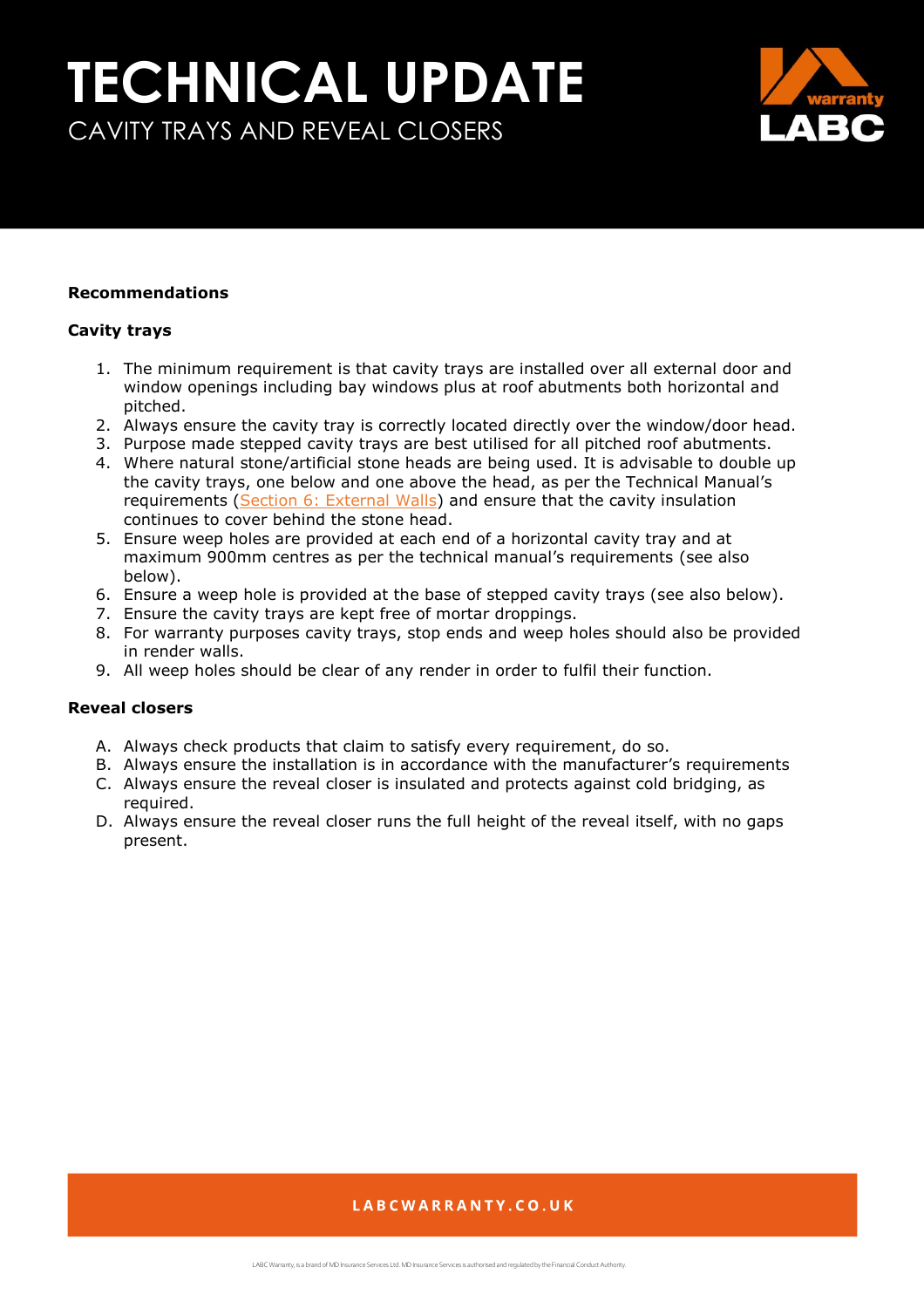# TECHNICAL UPDATE

## CAVITY TRAYS AND REVEAL CLOSERS

**Recommendations**

**Cavity trays**

1. The minimum requirement is that cavity trays are installed over all external door and window openings including bay windows plus at roof abutments both horizontal and pitched.
2. Always ensure the cavity tray is correctly located directly over the window/door head.
3. Purpose made stepped cavity trays are best utilised for all pitched roof abutments.
4. Where natural stone/artificial stone heads are being used. It is advisable to double up the cavity trays, one below and one above the head, as per the Technical Manual's requirements (Section 6: External Walls) and ensure that the cavity insulation continues to cover behind the stone head.
5. Ensure weep holes are provided at each end of a horizontal cavity tray and at maximum 900mm centres as per the technical manual's requirements (see also below).
6. Ensure a weep hole is provided at the base of stepped cavity trays (see also below).
7. Ensure the cavity trays are kept free of mortar droppings.
8. For warranty purposes cavity trays, stop ends and weep holes should also be provided in render walls.
9. All weep holes should be clear of any render in order to fulfil their function.

**Reveal closers**

A. Always check products that claim to satisfy every requirement, do so.
B. Always ensure the installation is in accordance with the manufacturer's requirements
C. Always ensure the reveal closer is insulated and protects against cold bridging, as required.
D. Always ensure the reveal closer runs the full height of the reveal itself, with no gaps present.

LABCWARRANTY.CO.UK

LABC Warranty, is a brand of MD Insurance Services Ltd. MD Insurance Services is authorised and regulated by the Financial Conduct Authority.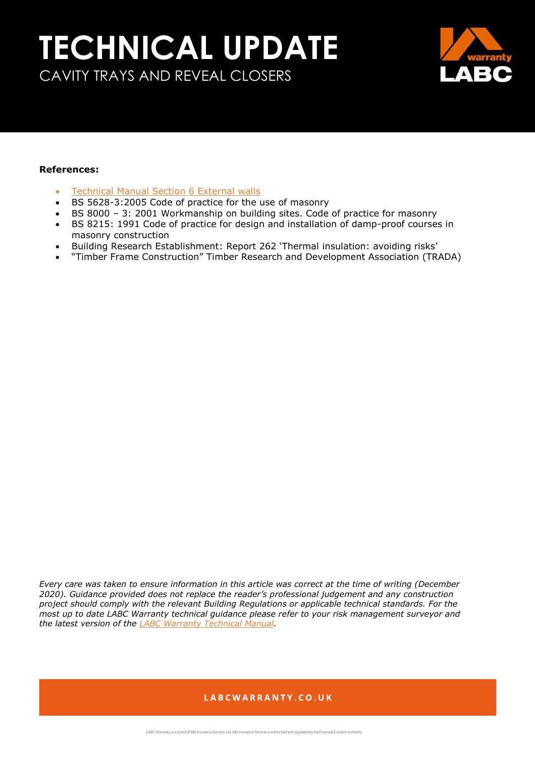**References:**

- Technical Manual Section 6 External walls
- BS 5628-3:2005 Code of practice for the use of masonry
- BS 8000 – 3: 2001 Workmanship on building sites. Code of practice for masonry
- BS 8215: 1991 Code of practice for design and installation of damp-proof courses in masonry construction
- Building Research Establishment: Report 262 'Thermal insulation: avoiding risks'
- "Timber Frame Construction" Timber Research and Development Association (TRADA)

*Every care was taken to ensure information in this article was correct at the time of writing (December 2020). Guidance provided does not replace the reader's professional judgement and any construction project should comply with the relevant Building Regulations or applicable technical standards. For the most up to date LABC Warranty technical guidance please refer to your risk management surveyor and the latest version of the LABC Warranty Technical Manual.*

LABCWARRANTY.CO.UK

LABC Warranty, is a brand of MD Insurance Services Ltd. MD Insurance Services is authorised and regulated by the Financial Conduct Authority.